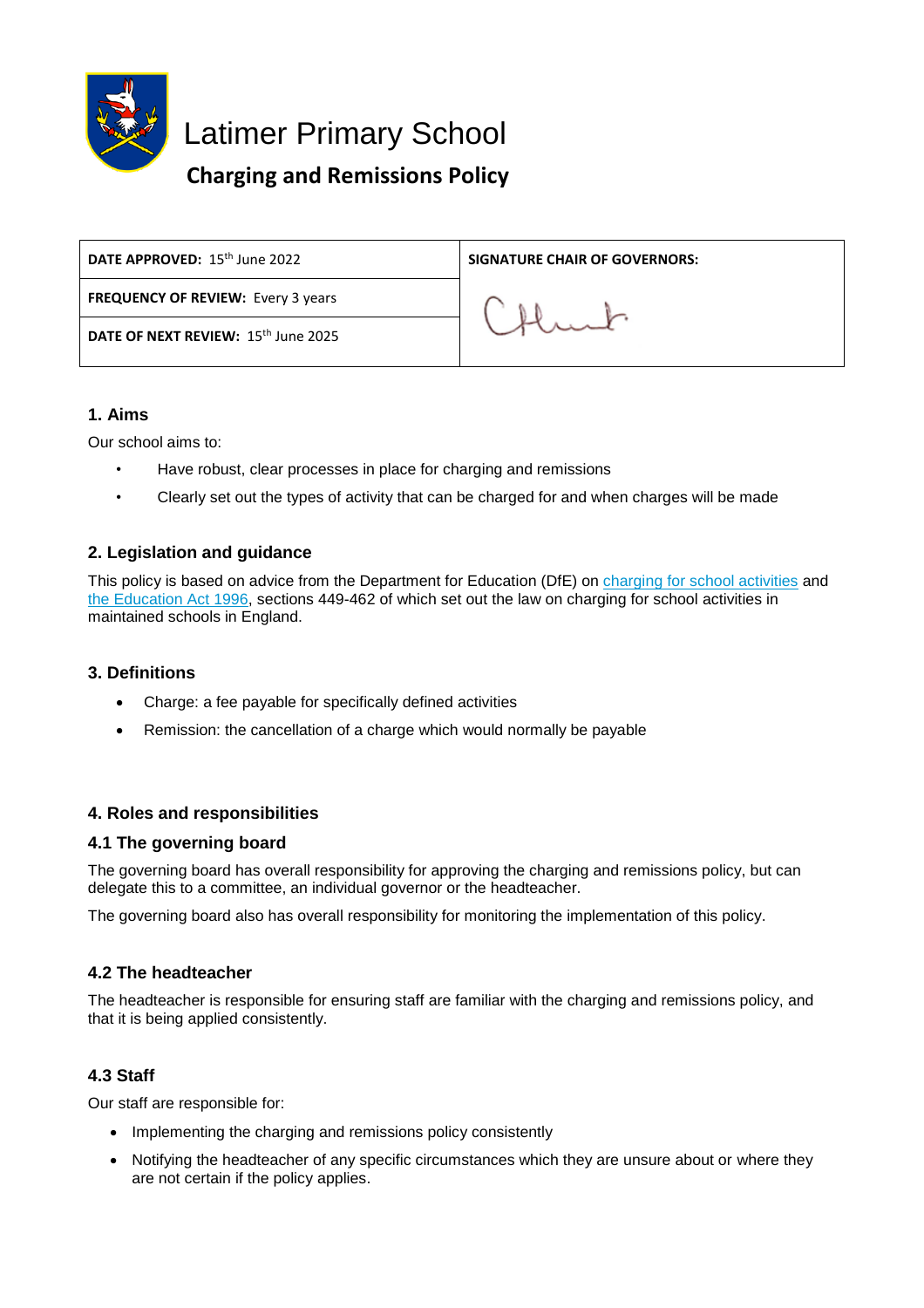# Latimer Primary School

## Charging and Remissions Policy

| DATE APPROVED: 15th June 2022 | SIGNATURE CHAIR OF GOVERNORS: |
|---|---|
| FREQUENCY OF REVIEW: Every 3 years | |
| DATE OF NEXT REVIEW: 15th June 2025 | |

### 1. Aims

Our school aims to:

- Have robust, clear processes in place for charging and remissions
- Clearly set out the types of activity that can be charged for and when charges will be made

### 2. Legislation and guidance

This policy is based on advice from the Department for Education (DfE) on [charging for school activities](charging for school activities) and [the Education Act 1996](the Education Act 1996), sections 449-462 of which set out the law on charging for school activities in maintained schools in England.

### 3. Definitions

- Charge: a fee payable for specifically defined activities
- Remission: the cancellation of a charge which would normally be payable

### 4. Roles and responsibilities

#### 4.1 The governing board

The governing board has overall responsibility for approving the charging and remissions policy, but can delegate this to a committee, an individual governor or the headteacher.

The governing board also has overall responsibility for monitoring the implementation of this policy.

#### 4.2 The headteacher

The headteacher is responsible for ensuring staff are familiar with the charging and remissions policy, and that it is being applied consistently.

#### 4.3 Staff

Our staff are responsible for:

- Implementing the charging and remissions policy consistently
- Notifying the headteacher of any specific circumstances which they are unsure about or where they are not certain if the policy applies.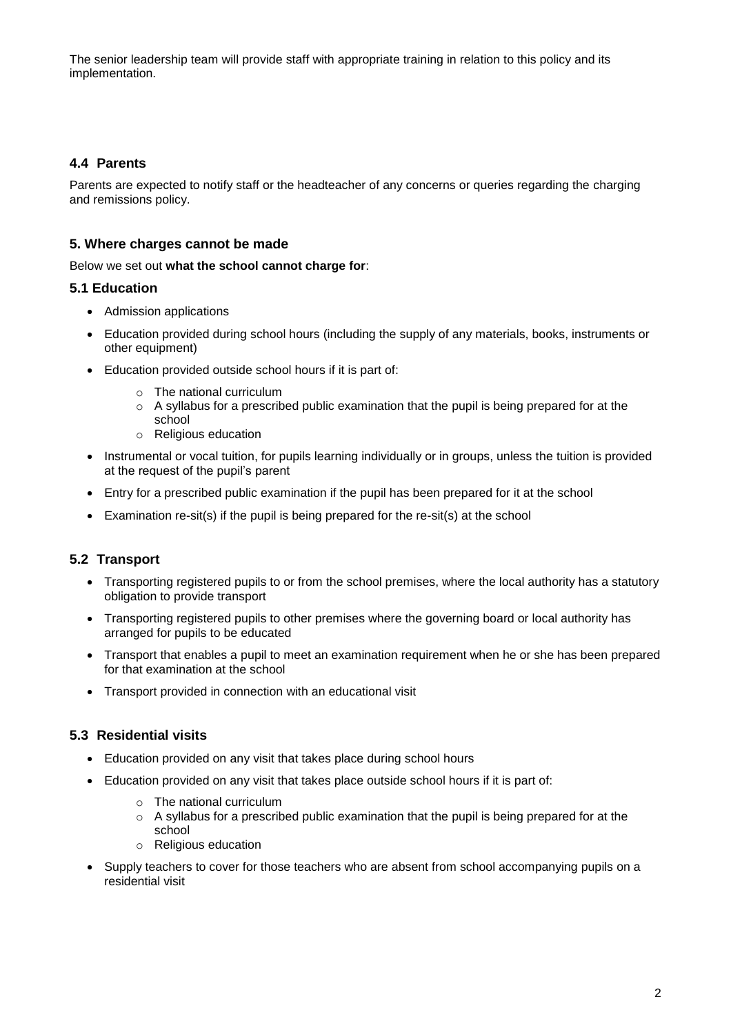The senior leadership team will provide staff with appropriate training in relation to this policy and its implementation.

### 4.4 Parents

Parents are expected to notify staff or the headteacher of any concerns or queries regarding the charging and remissions policy.

## 5. Where charges cannot be made

Below we set out **what the school cannot charge for**:

### 5.1 Education

- Admission applications
- Education provided during school hours (including the supply of any materials, books, instruments or other equipment)
- Education provided outside school hours if it is part of:
    - The national curriculum
    - A syllabus for a prescribed public examination that the pupil is being prepared for at the school
    - Religious education
- Instrumental or vocal tuition, for pupils learning individually or in groups, unless the tuition is provided at the request of the pupil's parent
- Entry for a prescribed public examination if the pupil has been prepared for it at the school
- Examination re-sit(s) if the pupil is being prepared for the re-sit(s) at the school

### 5.2 Transport

- Transporting registered pupils to or from the school premises, where the local authority has a statutory obligation to provide transport
- Transporting registered pupils to other premises where the governing board or local authority has arranged for pupils to be educated
- Transport that enables a pupil to meet an examination requirement when he or she has been prepared for that examination at the school
- Transport provided in connection with an educational visit

### 5.3 Residential visits

- Education provided on any visit that takes place during school hours
- Education provided on any visit that takes place outside school hours if it is part of:
    - The national curriculum
    - A syllabus for a prescribed public examination that the pupil is being prepared for at the school
    - Religious education
- Supply teachers to cover for those teachers who are absent from school accompanying pupils on a residential visit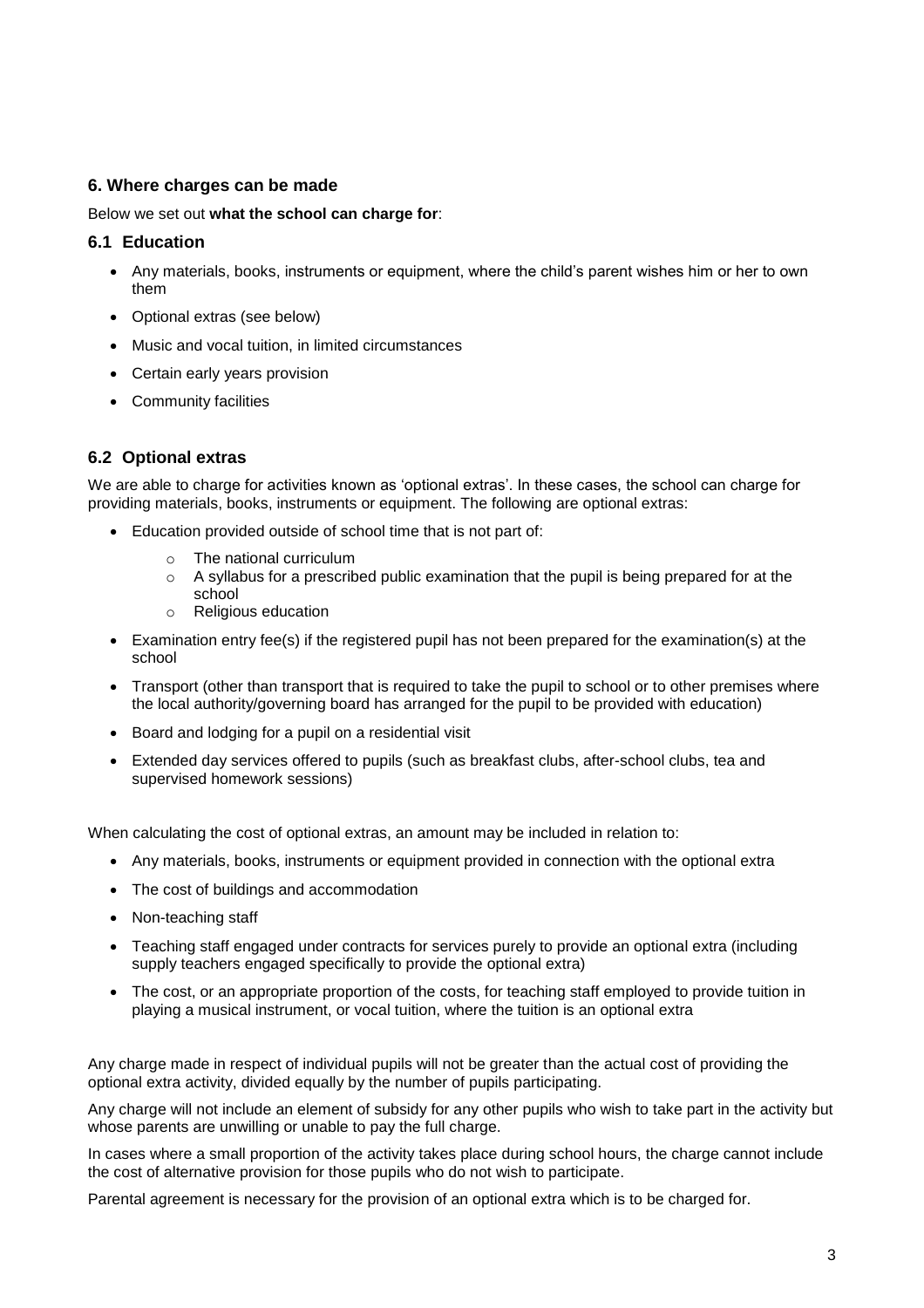## 6. Where charges can be made

Below we set out **what the school can charge for**:

### 6.1 Education

- Any materials, books, instruments or equipment, where the child's parent wishes him or her to own them
- Optional extras (see below)
- Music and vocal tuition, in limited circumstances
- Certain early years provision
- Community facilities

### 6.2 Optional extras

We are able to charge for activities known as 'optional extras'. In these cases, the school can charge for providing materials, books, instruments or equipment. The following are optional extras:

- Education provided outside of school time that is not part of:
  - The national curriculum
  - A syllabus for a prescribed public examination that the pupil is being prepared for at the school
  - Religious education
- Examination entry fee(s) if the registered pupil has not been prepared for the examination(s) at the school
- Transport (other than transport that is required to take the pupil to school or to other premises where the local authority/governing board has arranged for the pupil to be provided with education)
- Board and lodging for a pupil on a residential visit
- Extended day services offered to pupils (such as breakfast clubs, after-school clubs, tea and supervised homework sessions)

When calculating the cost of optional extras, an amount may be included in relation to:

- Any materials, books, instruments or equipment provided in connection with the optional extra
- The cost of buildings and accommodation
- Non-teaching staff
- Teaching staff engaged under contracts for services purely to provide an optional extra (including supply teachers engaged specifically to provide the optional extra)
- The cost, or an appropriate proportion of the costs, for teaching staff employed to provide tuition in playing a musical instrument, or vocal tuition, where the tuition is an optional extra

Any charge made in respect of individual pupils will not be greater than the actual cost of providing the optional extra activity, divided equally by the number of pupils participating.

Any charge will not include an element of subsidy for any other pupils who wish to take part in the activity but whose parents are unwilling or unable to pay the full charge.

In cases where a small proportion of the activity takes place during school hours, the charge cannot include the cost of alternative provision for those pupils who do not wish to participate.

Parental agreement is necessary for the provision of an optional extra which is to be charged for.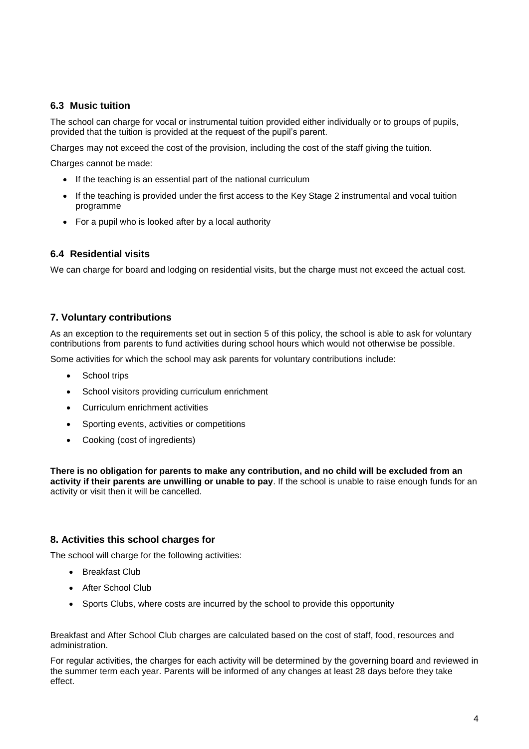### 6.3 Music tuition

The school can charge for vocal or instrumental tuition provided either individually or to groups of pupils, provided that the tuition is provided at the request of the pupil's parent.

Charges may not exceed the cost of the provision, including the cost of the staff giving the tuition.

Charges cannot be made:

- If the teaching is an essential part of the national curriculum
- If the teaching is provided under the first access to the Key Stage 2 instrumental and vocal tuition programme
- For a pupil who is looked after by a local authority

### 6.4 Residential visits

We can charge for board and lodging on residential visits, but the charge must not exceed the actual cost.

## 7. Voluntary contributions

As an exception to the requirements set out in section 5 of this policy, the school is able to ask for voluntary contributions from parents to fund activities during school hours which would not otherwise be possible.

Some activities for which the school may ask parents for voluntary contributions include:

- School trips
- School visitors providing curriculum enrichment
- Curriculum enrichment activities
- Sporting events, activities or competitions
- Cooking (cost of ingredients)

**There is no obligation for parents to make any contribution, and no child will be excluded from an activity if their parents are unwilling or unable to pay**. If the school is unable to raise enough funds for an activity or visit then it will be cancelled.

## 8. Activities this school charges for

The school will charge for the following activities:

- Breakfast Club
- After School Club
- Sports Clubs, where costs are incurred by the school to provide this opportunity

Breakfast and After School Club charges are calculated based on the cost of staff, food, resources and administration.

For regular activities, the charges for each activity will be determined by the governing board and reviewed in the summer term each year. Parents will be informed of any changes at least 28 days before they take effect.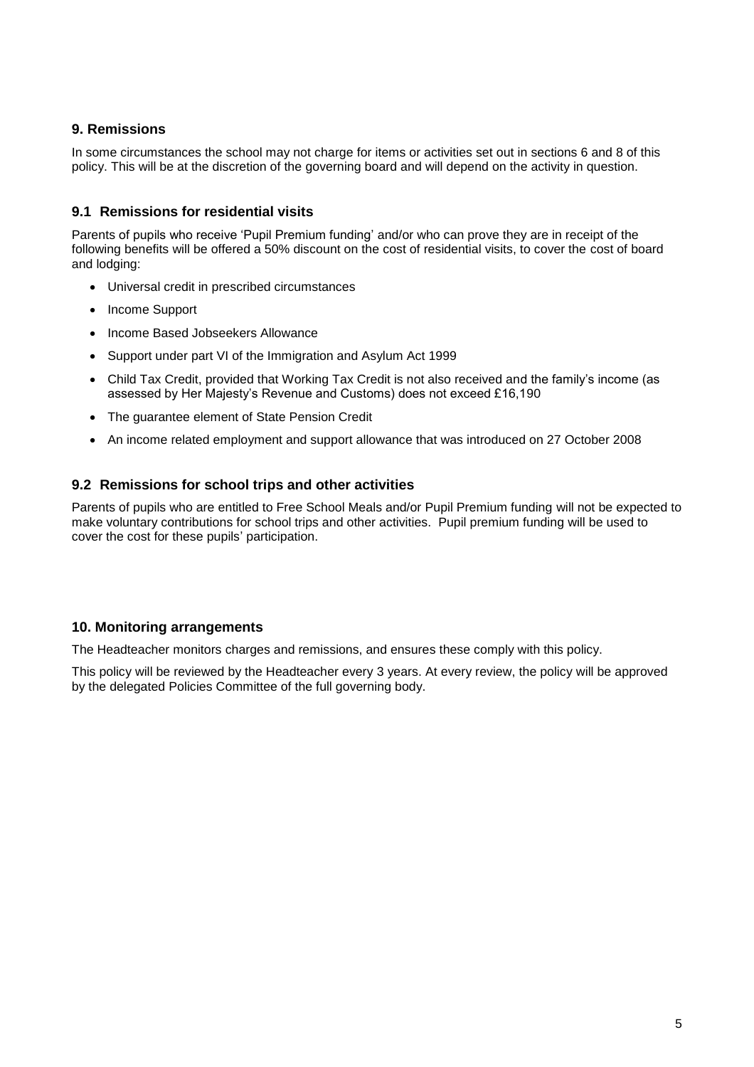## 9. Remissions

In some circumstances the school may not charge for items or activities set out in sections 6 and 8 of this policy. This will be at the discretion of the governing board and will depend on the activity in question.

### 9.1 Remissions for residential visits

Parents of pupils who receive 'Pupil Premium funding' and/or who can prove they are in receipt of the following benefits will be offered a 50% discount on the cost of residential visits, to cover the cost of board and lodging:

- Universal credit in prescribed circumstances
- Income Support
- Income Based Jobseekers Allowance
- Support under part VI of the Immigration and Asylum Act 1999
- Child Tax Credit, provided that Working Tax Credit is not also received and the family's income (as assessed by Her Majesty's Revenue and Customs) does not exceed £16,190
- The guarantee element of State Pension Credit
- An income related employment and support allowance that was introduced on 27 October 2008

### 9.2 Remissions for school trips and other activities

Parents of pupils who are entitled to Free School Meals and/or Pupil Premium funding will not be expected to make voluntary contributions for school trips and other activities. Pupil premium funding will be used to cover the cost for these pupils' participation.

## 10. Monitoring arrangements

The Headteacher monitors charges and remissions, and ensures these comply with this policy.

This policy will be reviewed by the Headteacher every 3 years. At every review, the policy will be approved by the delegated Policies Committee of the full governing body.